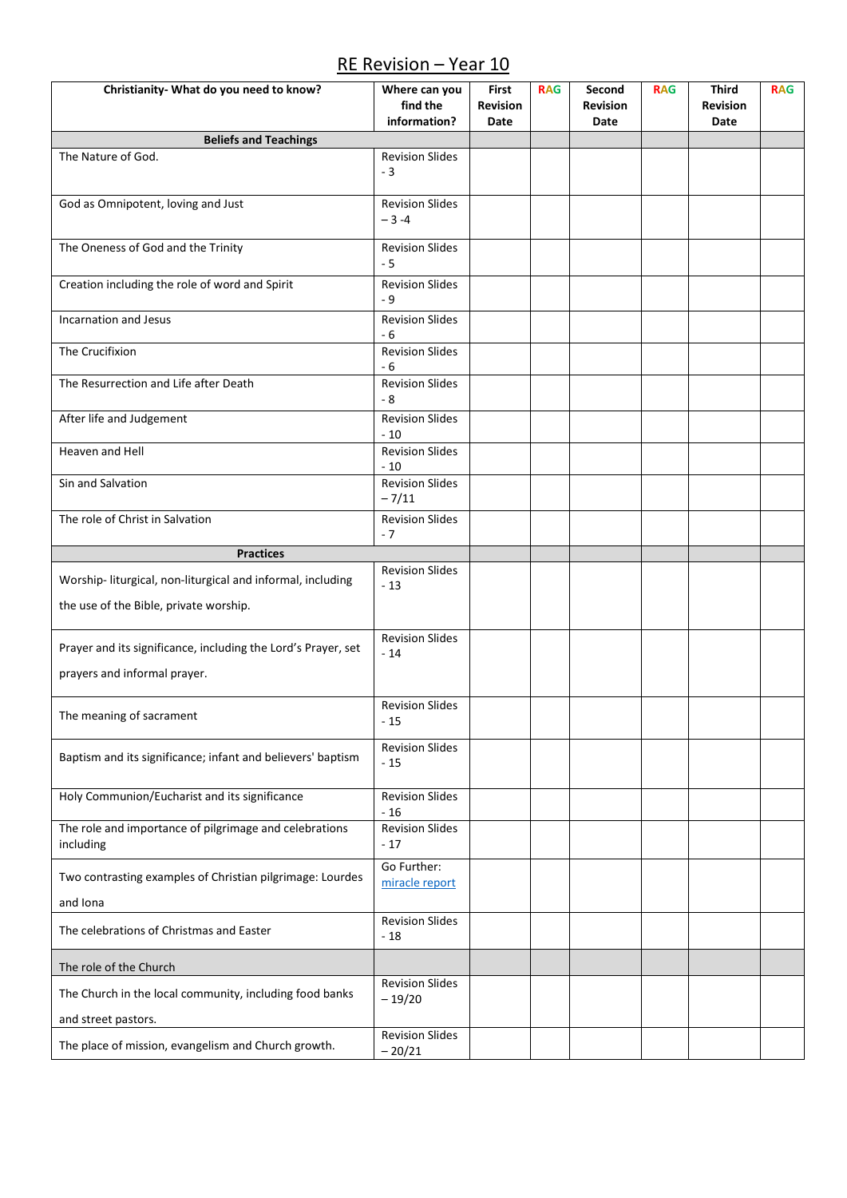# RE Revision – Year 10

| Christianity- What do you need to know? | Where can you find the information? | First Revision Date | RAG | Second Revision Date | RAG | Third Revision Date | RAG |
|---|---|---|---|---|---|---|---|
| **Beliefs and Teachings** | | | | | | | |
| The Nature of God. | Revision Slides - 3 | | | | | | |
| God as Omnipotent, loving and Just | Revision Slides – 3 -4 | | | | | | |
| The Oneness of God and the Trinity | Revision Slides - 5 | | | | | | |
| Creation including the role of word and Spirit | Revision Slides - 9 | | | | | | |
| Incarnation and Jesus | Revision Slides - 6 | | | | | | |
| The Crucifixion | Revision Slides - 6 | | | | | | |
| The Resurrection and Life after Death | Revision Slides - 8 | | | | | | |
| After life and Judgement | Revision Slides - 10 | | | | | | |
| Heaven and Hell | Revision Slides - 10 | | | | | | |
| Sin and Salvation | Revision Slides – 7/11 | | | | | | |
| The role of Christ in Salvation | Revision Slides - 7 | | | | | | |
| **Practices** | | | | | | | |
| Worship- liturgical, non-liturgical and informal, including the use of the Bible, private worship. | Revision Slides - 13 | | | | | | |
| Prayer and its significance, including the Lord's Prayer, set prayers and informal prayer. | Revision Slides - 14 | | | | | | |
| The meaning of sacrament | Revision Slides - 15 | | | | | | |
| Baptism and its significance; infant and believers' baptism | Revision Slides - 15 | | | | | | |
| Holy Communion/Eucharist and its significance | Revision Slides - 16 | | | | | | |
| The role and importance of pilgrimage and celebrations including | Revision Slides - 17 | | | | | | |
| Two contrasting examples of Christian pilgrimage: Lourdes and Iona | Go Further: miracle report | | | | | | |
| The celebrations of Christmas and Easter | Revision Slides - 18 | | | | | | |
| The role of the Church | | | | | | | |
| The Church in the local community, including food banks and street pastors. | Revision Slides – 19/20 | | | | | | |
| The place of mission, evangelism and Church growth. | Revision Slides – 20/21 | | | | | | |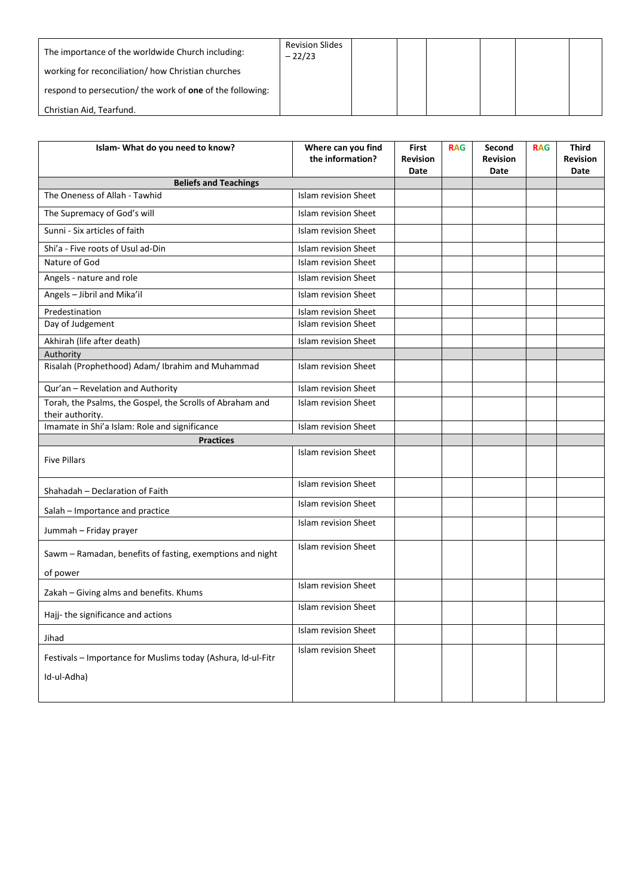| The importance of the worldwide Church including: working for reconciliation/ how Christian churches respond to persecution/ the work of **one** of the following: Christian Aid, Tearfund. | Revision Slides – 22/23 | | | | | | |
|---|---|---|---|---|---|---|---|

| Islam- What do you need to know? | Where can you find the information? | First Revision Date | RAG | Second Revision Date | RAG | Third Revision Date |
|---|---|---|---|---|---|---|
| **Beliefs and Teachings** | | | | | | |
| The Oneness of Allah - Tawhid | Islam revision Sheet | | | | | |
| The Supremacy of God's will | Islam revision Sheet | | | | | |
| Sunni - Six articles of faith | Islam revision Sheet | | | | | |
| Shi'a - Five roots of Usul ad-Din | Islam revision Sheet | | | | | |
| Nature of God | Islam revision Sheet | | | | | |
| Angels - nature and role | Islam revision Sheet | | | | | |
| Angels – Jibril and Mika'il | Islam revision Sheet | | | | | |
| Predestination | Islam revision Sheet | | | | | |
| Day of Judgement | Islam revision Sheet | | | | | |
| Akhirah (life after death) | Islam revision Sheet | | | | | |
| Authority | | | | | | |
| Risalah (Prophethood) Adam/ Ibrahim and Muhammad | Islam revision Sheet | | | | | |
| Qur'an – Revelation and Authority | Islam revision Sheet | | | | | |
| Torah, the Psalms, the Gospel, the Scrolls of Abraham and their authority. | Islam revision Sheet | | | | | |
| Imamate in Shi'a Islam: Role and significance | Islam revision Sheet | | | | | |
| **Practices** | | | | | | |
| Five Pillars | Islam revision Sheet | | | | | |
| Shahadah – Declaration of Faith | Islam revision Sheet | | | | | |
| Salah – Importance and practice | Islam revision Sheet | | | | | |
| Jummah – Friday prayer | Islam revision Sheet | | | | | |
| Sawm – Ramadan, benefits of fasting, exemptions and night of power | Islam revision Sheet | | | | | |
| Zakah – Giving alms and benefits. Khums | Islam revision Sheet | | | | | |
| Hajj- the significance and actions | Islam revision Sheet | | | | | |
| Jihad | Islam revision Sheet | | | | | |
| Festivals – Importance for Muslims today (Ashura, Id-ul-Fitr Id-ul-Adha) | Islam revision Sheet | | | | | |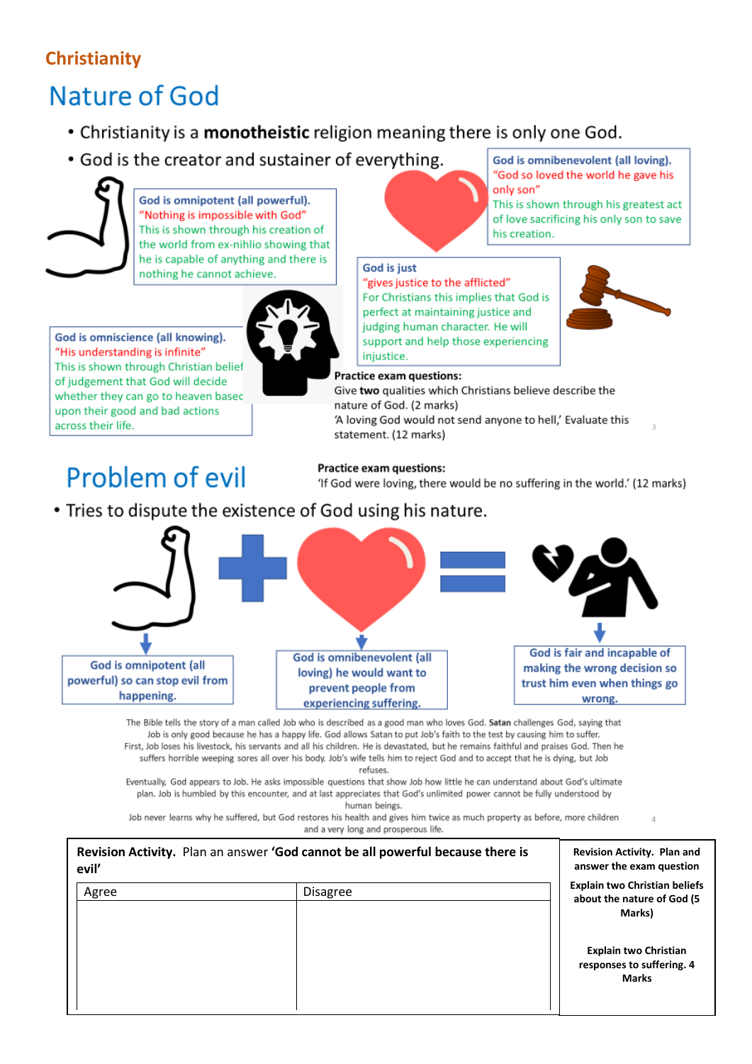## Christianity

# Nature of God

- Christianity is a **monotheistic** religion meaning there is only one God.
- God is the creator and sustainer of everything.

**God is omnipotent (all powerful).**
"Nothing is impossible with God"
This is shown through his creation of the world from ex-nihlio showing that he is capable of anything and there is nothing he cannot achieve.

**God is omnibenevolent (all loving).**
"God so loved the world he gave his only son"
This is shown through his greatest act of love sacrificing his only son to save his creation.

**God is just**
"gives justice to the afflicted"
For Christians this implies that God is perfect at maintaining justice and judging human character. He will support and help those experiencing injustice.

**God is omniscience (all knowing).**
"His understanding is infinite"
This is shown through Christian belief of judgement that God will decide whether they can go to heaven based upon their good and bad actions across their life.

**Practice exam questions:**
Give **two** qualities which Christians believe describe the nature of God. (2 marks)
'A loving God would not send anyone to hell,' Evaluate this statement. (12 marks)

# Problem of evil

**Practice exam questions:**
'If God were loving, there would be no suffering in the world.' (12 marks)

- Tries to dispute the existence of God using his nature.

**God is omnipotent (all powerful) so can stop evil from happening.**

**God is omnibenevolent (all loving) he would want to prevent people from experiencing suffering.**

**God is fair and incapable of making the wrong decision so trust him even when things go wrong.**

The Bible tells the story of a man called Job who is described as a good man who loves God. **Satan** challenges God, saying that Job is only good because he has a happy life. God allows Satan to put Job's faith to the test by causing him to suffer.
First, Job loses his livestock, his servants and all his children. He is devastated, but he remains faithful and praises God. Then he suffers horrible weeping sores all over his body. Job's wife tells him to reject God and to accept that he is dying, but Job refuses.
Eventually, God appears to Job. He asks impossible questions that show Job how little he can understand about God's ultimate plan. Job is humbled by this encounter, and at last appreciates that God's unlimited power cannot be fully understood by human beings.
Job never learns why he suffered, but God restores his health and gives him twice as much property as before, more children and a very long and prosperous life.

**Revision Activity.** Plan an answer **'God cannot be all powerful because there is evil'**

| Agree | Disagree |
|---|---|
| | |

**Revision Activity. Plan and answer the exam question**

**Explain two Christian beliefs about the nature of God (5 Marks)**

**Explain two Christian responses to suffering. 4 Marks**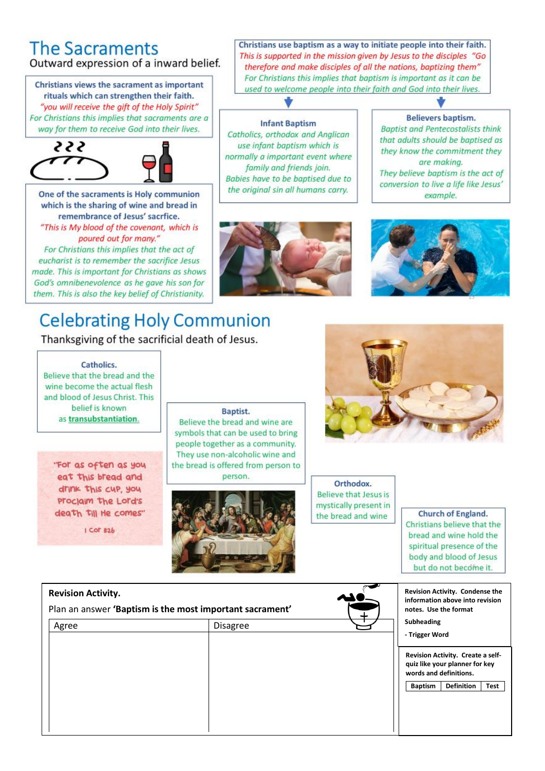# The Sacraments

Outward expression of a inward belief.

**Christians views the sacrament as important rituals which can strengthen their faith.**

*"you will receive the gift of the Holy Spirit"*

*For Christians this implies that sacraments are a way for them to receive God into their lives.*

**One of the sacraments is Holy communion which is the sharing of wine and bread in remembrance of Jesus' sacrfice.**

*"This is My blood of the covenant, which is poured out for many."*

*For Christians this implies that the act of eucharist is to remember the sacrifice Jesus made. This is important for Christians as shows God's omnibenevolence as he gave his son for them. This is also the key belief of Christianity.*

**Christians use baptism as a way to initiate people into their faith.**

*This is supported in the mission given by Jesus to the disciples "Go therefore and make disciples of all the nations, baptizing them"*

*For Christians this implies that baptism is important as it can be used to welcome people into their faith and God into their lives.*

**Infant Baptism**

*Catholics, orthodox and Anglican use infant baptism which is normally a important event where family and friends join.*

*Babies have to be baptised due to the original sin all humans carry.*

**Believers baptism.**

*Baptist and Pentecostalists think that adults should be baptised as they know the commitment they are making.*

*They believe baptism is the act of conversion to live a life like Jesus' example.*

# Celebrating Holy Communion

Thanksgiving of the sacrificial death of Jesus.

**Catholics.**

Believe that the bread and the wine become the actual flesh and blood of Jesus Christ. This belief is known as **transubstantiation.**

"For as often as you eat this bread and drink this cup, you proclaim the Lord's death till He comes"

1 Cor 11:26

**Baptist.**

Believe the bread and wine are symbols that can be used to bring people together as a community. They use non-alcoholic wine and the bread is offered from person to person.

**Orthodox.**

Believe that Jesus is mystically present in the bread and wine

**Church of England.**

Christians believe that the bread and wine hold the spiritual presence of the body and blood of Jesus but do not become it.

**Revision Activity.**

Plan an answer **'Baptism is the most important sacrament'**

| Agree | Disagree |
|---|---|
| | |

**Revision Activity. Condense the information above into revision notes. Use the format**

**Subheading**

**- Trigger Word**

**Revision Activity. Create a self-quiz like your planner for key words and definitions.**

| Baptism | Definition | Test |
|---|---|---|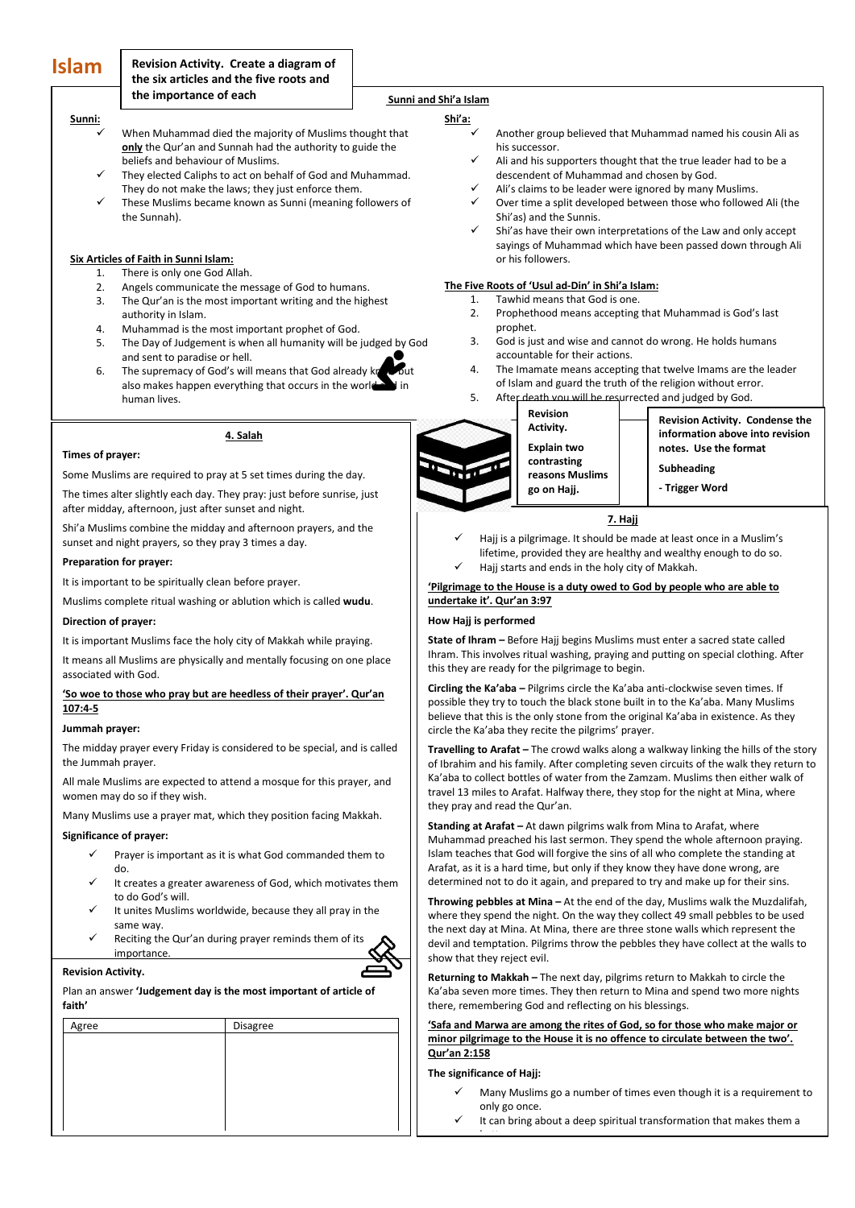# Islam

**Revision Activity. Create a diagram of the six articles and the five roots and the importance of each**

## Sunni and Shi'a Islam

**Sunni:**

- When Muhammad died the majority of Muslims thought that **only** the Qur'an and Sunnah had the authority to guide the beliefs and behaviour of Muslims.
- They elected Caliphs to act on behalf of God and Muhammad. They do not make the laws; they just enforce them.
- These Muslims became known as Sunni (meaning followers of the Sunnah).

**Six Articles of Faith in Sunni Islam:**

1. There is only one God Allah.
2. Angels communicate the message of God to humans.
3. The Qur'an is the most important writing and the highest authority in Islam.
4. Muhammad is the most important prophet of God.
5. The Day of Judgement is when all humanity will be judged by God and sent to paradise or hell.
6. The supremacy of God's will means that God already knows but also makes happen everything that occurs in the world and in human lives.

**Shi'a:**

- Another group believed that Muhammad named his cousin Ali as his successor.
- Ali and his supporters thought that the true leader had to be a descendent of Muhammad and chosen by God.
- Ali's claims to be leader were ignored by many Muslims.
- Over time a split developed between those who followed Ali (the Shi'as) and the Sunnis.
- Shi'as have their own interpretations of the Law and only accept sayings of Muhammad which have been passed down through Ali or his followers.

**The Five Roots of 'Usul ad-Din' in Shi'a Islam:**

1. Tawhid means that God is one.
2. Prophethood means accepting that Muhammad is God's last prophet.
3. God is just and wise and cannot do wrong. He holds humans accountable for their actions.
4. The Imamate means accepting that twelve Imams are the leader of Islam and guard the truth of the religion without error.
5. After death you will be resurrected and judged by God.

## 4. Salah

**Times of prayer:**

Some Muslims are required to pray at 5 set times during the day.

The times alter slightly each day. They pray: just before sunrise, just after midday, afternoon, just after sunset and night.

Shi'a Muslims combine the midday and afternoon prayers, and the sunset and night prayers, so they pray 3 times a day.

**Preparation for prayer:**

It is important to be spiritually clean before prayer.

Muslims complete ritual washing or ablution which is called **wudu**.

**Direction of prayer:**

It is important Muslims face the holy city of Makkah while praying.

It means all Muslims are physically and mentally focusing on one place associated with God.

**'So woe to those who pray but are heedless of their prayer'. Qur'an 107:4-5**

**Jummah prayer:**

The midday prayer every Friday is considered to be special, and is called the Jummah prayer.

All male Muslims are expected to attend a mosque for this prayer, and women may do so if they wish.

Many Muslims use a prayer mat, which they position facing Makkah.

**Significance of prayer:**

- Prayer is important as it is what God commanded them to do.
- It creates a greater awareness of God, which motivates them to do God's will.
- It unites Muslims worldwide, because they all pray in the same way.
- Reciting the Qur'an during prayer reminds them of its importance.

**Revision Activity.**

Plan an answer **'Judgement day is the most important of article of faith'**

| Agree | Disagree |
|---|---|
| | |

**Revision Activity.**

**Explain two contrasting reasons Muslims go on Hajj.**

**Revision Activity. Condense the information above into revision notes. Use the format**

**Subheading**

**- Trigger Word**

## 7. Hajj

- Hajj is a pilgrimage. It should be made at least once in a Muslim's lifetime, provided they are healthy and wealthy enough to do so.
- Hajj starts and ends in the holy city of Makkah.

**'Pilgrimage to the House is a duty owed to God by people who are able to undertake it'. Qur'an 3:97**

**How Hajj is performed**

**State of Ihram –** Before Hajj begins Muslims must enter a sacred state called Ihram. This involves ritual washing, praying and putting on special clothing. After this they are ready for the pilgrimage to begin.

**Circling the Ka'aba –** Pilgrims circle the Ka'aba anti-clockwise seven times. If possible they try to touch the black stone built in to the Ka'aba. Many Muslims believe that this is the only stone from the original Ka'aba in existence. As they circle the Ka'aba they recite the pilgrims' prayer.

**Travelling to Arafat –** The crowd walks along a walkway linking the hills of the story of Ibrahim and his family. After completing seven circuits of the walk they return to Ka'aba to collect bottles of water from the Zamzam. Muslims then either walk of travel 13 miles to Arafat. Halfway there, they stop for the night at Mina, where they pray and read the Qur'an.

**Standing at Arafat –** At dawn pilgrims walk from Mina to Arafat, where Muhammad preached his last sermon. They spend the whole afternoon praying. Islam teaches that God will forgive the sins of all who complete the standing at Arafat, as it is a hard time, but only if they know they have done wrong, are determined not to do it again, and prepared to try and make up for their sins.

**Throwing pebbles at Mina –** At the end of the day, Muslims walk the Muzdalifah, where they spend the night. On the way they collect 49 small pebbles to be used the next day at Mina. At Mina, there are three stone walls which represent the devil and temptation. Pilgrims throw the pebbles they have collect at the walls to show that they reject evil.

**Returning to Makkah –** The next day, pilgrims return to Makkah to circle the Ka'aba seven more times. They then return to Mina and spend two more nights there, remembering God and reflecting on his blessings.

**'Safa and Marwa are among the rites of God, so for those who make major or minor pilgrimage to the House it is no offence to circulate between the two'. Qur'an 2:158**

**The significance of Hajj:**

- Many Muslims go a number of times even though it is a requirement to only go once.
- It can bring about a deep spiritual transformation that makes them a